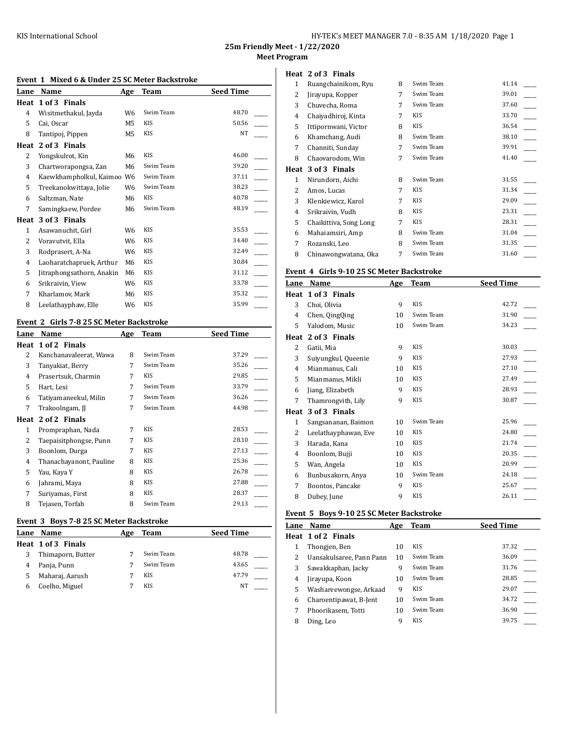KIS International School

## 25m Friendly Meet - 1/22/2020

### Meet Program

### Event 1 Mixed 6 & Under 25 SC Meter Backstroke

| Lane | Name | Age | Team | Seed Time |
|---|---|---|---|---|
| **Heat 1 of 3 Finals** | | | | |
| 4 | Wisitmethakul, Jayda | W6 | Swim Team | 48.70 |
| 5 | Cai, Oscar | M5 | KIS | 50.56 |
| 8 | Tantipoj, Pippen | M5 | KIS | NT |
| **Heat 2 of 3 Finals** | | | | |
| 2 | Yongskulrot, Kin | M6 | KIS | 46.00 |
| 3 | Chartworapongsa, Zan | M6 | Swim Team | 39.20 |
| 4 | Kaewkhampholkul, Kaimoo | W6 | Swim Team | 37.11 |
| 5 | Treekanokwittaya, Jolie | W6 | Swim Team | 38.23 |
| 6 | Saltzman, Nate | M6 | KIS | 40.78 |
| 7 | Samingkaew, Pordee | M6 | Swim Team | 48.19 |
| **Heat 3 of 3 Finals** | | | | |
| 1 | Asawanuchit, Girl | W6 | KIS | 35.53 |
| 2 | Voravutvit, Ella | W6 | KIS | 34.40 |
| 3 | Rodprasert, A-Na | W6 | KIS | 32.49 |
| 4 | Laoharatchapruek, Arthur | M6 | KIS | 30.84 |
| 5 | Jitraphongsathorn, Anakin | M6 | KIS | 31.12 |
| 6 | Srikraivin, View | W6 | KIS | 33.78 |
| 7 | Kharlamov, Mark | M6 | KIS | 35.32 |
| 8 | Leelathayphaw, Elle | W6 | KIS | 35.99 |

### Event 2 Girls 7-8 25 SC Meter Backstroke

| Lane | Name | Age | Team | Seed Time |
|---|---|---|---|---|
| **Heat 1 of 2 Finals** | | | | |
| 2 | Kanchanavaleerat, Wawa | 8 | Swim Team | 37.29 |
| 3 | Tanyakiat, Berry | 7 | Swim Team | 35.26 |
| 4 | Prasertsuk, Charmin | 7 | KIS | 29.85 |
| 5 | Hart, Lexi | 7 | Swim Team | 33.79 |
| 6 | Tatiyamaneekul, Milin | 7 | Swim Team | 36.26 |
| 7 | Trakoolngam, JJ | 7 | Swim Team | 44.98 |
| **Heat 2 of 2 Finals** | | | | |
| 1 | Prompraphan, Nada | 7 | KIS | 28.53 |
| 2 | Taepaisitphongse, Punn | 7 | KIS | 28.10 |
| 3 | Boonlom, Durga | 7 | KIS | 27.13 |
| 4 | Thanachayanont, Pauline | 8 | KIS | 25.36 |
| 5 | Yau, Kaya Y | 8 | KIS | 26.78 |
| 6 | Jahrami, Maya | 8 | KIS | 27.88 |
| 7 | Suriyamas, First | 8 | KIS | 28.37 |
| 8 | Tejasen, Torfah | 8 | Swim Team | 29.13 |

### Event 3 Boys 7-8 25 SC Meter Backstroke

| Lane | Name | Age | Team | Seed Time |
|---|---|---|---|---|
| **Heat 1 of 3 Finals** | | | | |
| 3 | Thimaporn, Butter | 7 | Swim Team | 48.78 |
| 4 | Panja, Punn | 7 | Swim Team | 43.65 |
| 5 | Maharaj, Aarush | 7 | KIS | 47.79 |
| 6 | Coelho, Miguel | 7 | KIS | NT |
| **Heat 2 of 3 Finals** | | | | |
| 1 | Ruangchainikom, Ryu | 8 | Swim Team | 41.14 |
| 2 | Jirayupa, Kopper | 7 | Swim Team | 39.01 |
| 3 | Chuvecha, Roma | 7 | Swim Team | 37.60 |
| 4 | Chaiyadhiroj, Kinta | 7 | KIS | 33.70 |
| 5 | Ittipornwani, Victor | 8 | KIS | 36.54 |
| 6 | Khamchang, Audi | 8 | Swim Team | 38.10 |
| 7 | Channiti, Sunday | 7 | Swim Team | 39.91 |
| 8 | Chaovarodom, Win | 7 | Swim Team | 41.40 |
| **Heat 3 of 3 Finals** | | | | |
| 1 | Nirundorn, Aichi | 8 | Swim Team | 31.55 |
| 2 | Amos, Lucas | 7 | KIS | 31.34 |
| 3 | Klenkiewicz, Karol | 7 | KIS | 29.09 |
| 4 | Srikraivin, Vudh | 8 | KIS | 23.31 |
| 5 | Chaikittiva, Song Long | 7 | KIS | 28.31 |
| 6 | Mahaiamsiri, Amp | 8 | Swim Team | 31.04 |
| 7 | Rozanski, Leo | 8 | Swim Team | 31.35 |
| 8 | Chinawongwatana, Oka | 7 | Swim Team | 31.60 |

### Event 4 Girls 9-10 25 SC Meter Backstroke

| Lane | Name | Age | Team | Seed Time |
|---|---|---|---|---|
| **Heat 1 of 3 Finals** | | | | |
| 3 | Choi, Olivia | 9 | KIS | 42.72 |
| 4 | Chen, QingQing | 10 | Swim Team | 31.90 |
| 5 | Yalodom, Music | 10 | Swim Team | 34.23 |
| **Heat 2 of 3 Finals** | | | | |
| 2 | Gatii, Mia | 9 | KIS | 30.03 |
| 3 | Suiyungkul, Queenie | 9 | KIS | 27.93 |
| 4 | Mianmanus, Cali | 10 | KIS | 27.10 |
| 5 | Mianmanus, Mikli | 10 | KIS | 27.49 |
| 6 | Jiang, Elizabeth | 9 | KIS | 28.93 |
| 7 | Thamrongvith, Lily | 9 | KIS | 30.87 |
| **Heat 3 of 3 Finals** | | | | |
| 1 | Sangsananan, Baimon | 10 | Swim Team | 25.96 |
| 2 | Leelathayphawan, Eve | 10 | KIS | 24.80 |
| 3 | Harada, Kana | 10 | KIS | 21.74 |
| 4 | Boonlom, Bujji | 10 | KIS | 20.35 |
| 5 | Wan, Angela | 10 | KIS | 20.99 |
| 6 | Bunbusakorn, Anya | 10 | Swim Team | 24.18 |
| 7 | Boontos, Pancake | 9 | KIS | 25.67 |
| 8 | Dubey, June | 9 | KIS | 26.11 |

### Event 5 Boys 9-10 25 SC Meter Backstroke

| Lane | Name | Age | Team | Seed Time |
|---|---|---|---|---|
| **Heat 1 of 2 Finals** | | | | |
| 1 | Thongjen, Ben | 10 | KIS | 37.32 |
| 2 | Uansakulsaree, Pann Pann | 10 | Swim Team | 36.09 |
| 3 | Sawakkaphan, Jacky | 9 | Swim Team | 31.76 |
| 4 | Jirayupa, Koon | 10 | Swim Team | 28.85 |
| 5 | Washareewongse, Arkaad | 9 | KIS | 29.07 |
| 6 | Charoentipawat, B-Jent | 10 | Swim Team | 34.72 |
| 7 | Phoorikasem, Totti | 10 | Swim Team | 36.90 |
| 8 | Ding, Leo | 9 | KIS | 39.75 |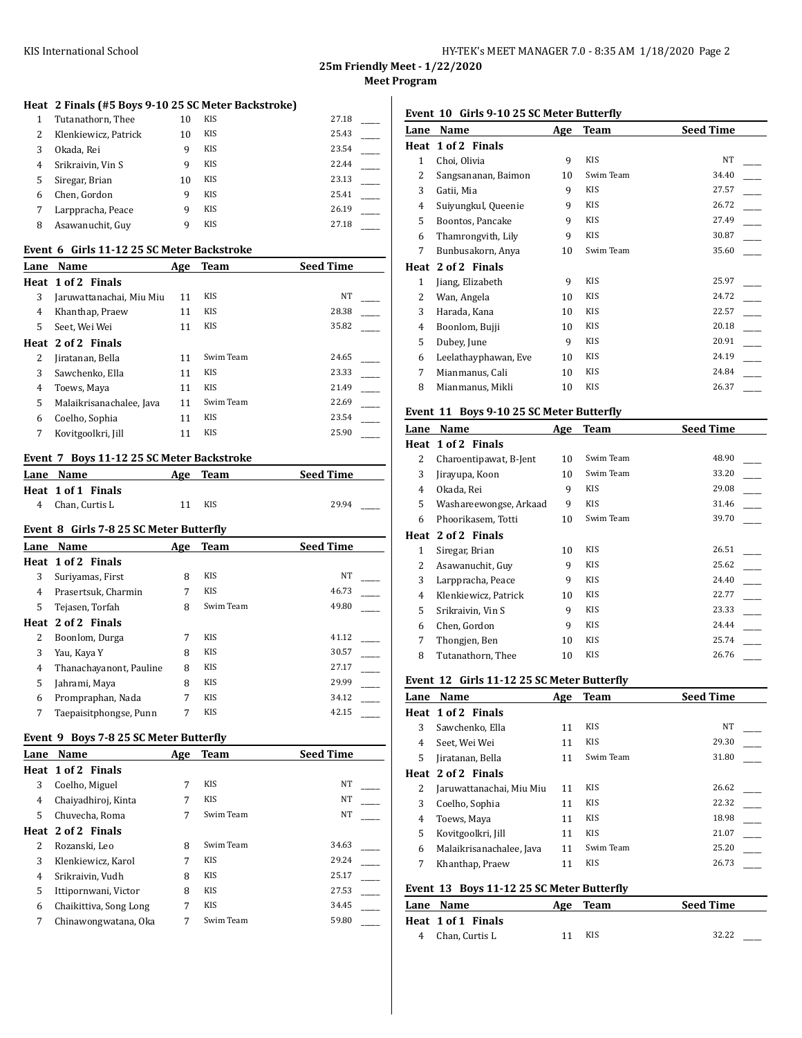**Heat 2 Finals (#5 Boys 9-10 25 SC Meter Backstroke)**

| Lane | Name | Age | Team | Seed Time |
|---|---|---|---|---|
| 1 | Tutanathorn, Thee | 10 | KIS | 27.18 |
| 2 | Klenkiewicz, Patrick | 10 | KIS | 25.43 |
| 3 | Okada, Rei | 9 | KIS | 23.54 |
| 4 | Srikraivin, Vin S | 9 | KIS | 22.44 |
| 5 | Siregar, Brian | 10 | KIS | 23.13 |
| 6 | Chen, Gordon | 9 | KIS | 25.41 |
| 7 | Larppracha, Peace | 9 | KIS | 26.19 |
| 8 | Asawanuchit, Guy | 9 | KIS | 27.18 |

### Event 6 Girls 11-12 25 SC Meter Backstroke

| Lane | Name | Age | Team | Seed Time |
|---|---|---|---|---|
| **Heat 1 of 2 Finals** | | | | |
| 3 | Jaruwattanachai, Miu Miu | 11 | KIS | NT |
| 4 | Khanthap, Praew | 11 | KIS | 28.38 |
| 5 | Seet, Wei Wei | 11 | KIS | 35.82 |
| **Heat 2 of 2 Finals** | | | | |
| 2 | Jiratanan, Bella | 11 | Swim Team | 24.65 |
| 3 | Sawchenko, Ella | 11 | KIS | 23.33 |
| 4 | Toews, Maya | 11 | KIS | 21.49 |
| 5 | Malaikrisanachalee, Java | 11 | Swim Team | 22.69 |
| 6 | Coelho, Sophia | 11 | KIS | 23.54 |
| 7 | Kovitgoolkri, Jill | 11 | KIS | 25.90 |

### Event 7 Boys 11-12 25 SC Meter Backstroke

| Lane | Name | Age | Team | Seed Time |
|---|---|---|---|---|
| **Heat 1 of 1 Finals** | | | | |
| 4 | Chan, Curtis L | 11 | KIS | 29.94 |

### Event 8 Girls 7-8 25 SC Meter Butterfly

| Lane | Name | Age | Team | Seed Time |
|---|---|---|---|---|
| **Heat 1 of 2 Finals** | | | | |
| 3 | Suriyamas, First | 8 | KIS | NT |
| 4 | Prasertsuk, Charmin | 7 | KIS | 46.73 |
| 5 | Tejasen, Torfah | 8 | Swim Team | 49.80 |
| **Heat 2 of 2 Finals** | | | | |
| 2 | Boonlom, Durga | 7 | KIS | 41.12 |
| 3 | Yau, Kaya Y | 8 | KIS | 30.57 |
| 4 | Thanachayanont, Pauline | 8 | KIS | 27.17 |
| 5 | Jahrami, Maya | 8 | KIS | 29.99 |
| 6 | Prompraphan, Nada | 7 | KIS | 34.12 |
| 7 | Taepaisitphongse, Punn | 7 | KIS | 42.15 |

### Event 9 Boys 7-8 25 SC Meter Butterfly

| Lane | Name | Age | Team | Seed Time |
|---|---|---|---|---|
| **Heat 1 of 2 Finals** | | | | |
| 3 | Coelho, Miguel | 7 | KIS | NT |
| 4 | Chaiyadhiroj, Kinta | 7 | KIS | NT |
| 5 | Chuvecha, Roma | 7 | Swim Team | NT |
| **Heat 2 of 2 Finals** | | | | |
| 2 | Rozanski, Leo | 8 | Swim Team | 34.63 |
| 3 | Klenkiewicz, Karol | 7 | KIS | 29.24 |
| 4 | Srikraivin, Vudh | 8 | KIS | 25.17 |
| 5 | Ittipornwani, Victor | 8 | KIS | 27.53 |
| 6 | Chaikittiva, Song Long | 7 | KIS | 34.45 |
| 7 | Chinawongwatana, Oka | 7 | Swim Team | 59.80 |

### Event 10 Girls 9-10 25 SC Meter Butterfly

| Lane | Name | Age | Team | Seed Time |
|---|---|---|---|---|
| **Heat 1 of 2 Finals** | | | | |
| 1 | Choi, Olivia | 9 | KIS | NT |
| 2 | Sangsananan, Baimon | 10 | Swim Team | 34.40 |
| 3 | Gatii, Mia | 9 | KIS | 27.57 |
| 4 | Suiyungkul, Queenie | 9 | KIS | 26.72 |
| 5 | Boontos, Pancake | 9 | KIS | 27.49 |
| 6 | Thamrongvith, Lily | 9 | KIS | 30.87 |
| 7 | Bunbusakorn, Anya | 10 | Swim Team | 35.60 |
| **Heat 2 of 2 Finals** | | | | |
| 1 | Jiang, Elizabeth | 9 | KIS | 25.97 |
| 2 | Wan, Angela | 10 | KIS | 24.72 |
| 3 | Harada, Kana | 10 | KIS | 22.57 |
| 4 | Boonlom, Bujji | 10 | KIS | 20.18 |
| 5 | Dubey, June | 9 | KIS | 20.91 |
| 6 | Leelathayphawan, Eve | 10 | KIS | 24.19 |
| 7 | Mianmanus, Cali | 10 | KIS | 24.84 |
| 8 | Mianmanus, Mikli | 10 | KIS | 26.37 |

### Event 11 Boys 9-10 25 SC Meter Butterfly

| Lane | Name | Age | Team | Seed Time |
|---|---|---|---|---|
| **Heat 1 of 2 Finals** | | | | |
| 2 | Charoentipawat, B-Jent | 10 | Swim Team | 48.90 |
| 3 | Jirayupa, Koon | 10 | Swim Team | 33.20 |
| 4 | Okada, Rei | 9 | KIS | 29.08 |
| 5 | Washareewongse, Arkaad | 9 | KIS | 31.46 |
| 6 | Phoorikasem, Totti | 10 | Swim Team | 39.70 |
| **Heat 2 of 2 Finals** | | | | |
| 1 | Siregar, Brian | 10 | KIS | 26.51 |
| 2 | Asawanuchit, Guy | 9 | KIS | 25.62 |
| 3 | Larppracha, Peace | 9 | KIS | 24.40 |
| 4 | Klenkiewicz, Patrick | 10 | KIS | 22.77 |
| 5 | Srikraivin, Vin S | 9 | KIS | 23.33 |
| 6 | Chen, Gordon | 9 | KIS | 24.44 |
| 7 | Thongjen, Ben | 10 | KIS | 25.74 |
| 8 | Tutanathorn, Thee | 10 | KIS | 26.76 |

### Event 12 Girls 11-12 25 SC Meter Butterfly

| Lane | Name | Age | Team | Seed Time |
|---|---|---|---|---|
| **Heat 1 of 2 Finals** | | | | |
| 3 | Sawchenko, Ella | 11 | KIS | NT |
| 4 | Seet, Wei Wei | 11 | KIS | 29.30 |
| 5 | Jiratanan, Bella | 11 | Swim Team | 31.80 |
| **Heat 2 of 2 Finals** | | | | |
| 2 | Jaruwattanachai, Miu Miu | 11 | KIS | 26.62 |
| 3 | Coelho, Sophia | 11 | KIS | 22.32 |
| 4 | Toews, Maya | 11 | KIS | 18.98 |
| 5 | Kovitgoolkri, Jill | 11 | KIS | 21.07 |
| 6 | Malaikrisanachalee, Java | 11 | Swim Team | 25.20 |
| 7 | Khanthap, Praew | 11 | KIS | 26.73 |

### Event 13 Boys 11-12 25 SC Meter Butterfly

| Lane | Name | Age | Team | Seed Time |
|---|---|---|---|---|
| **Heat 1 of 1 Finals** | | | | |
| 4 | Chan, Curtis L | 11 | KIS | 32.22 |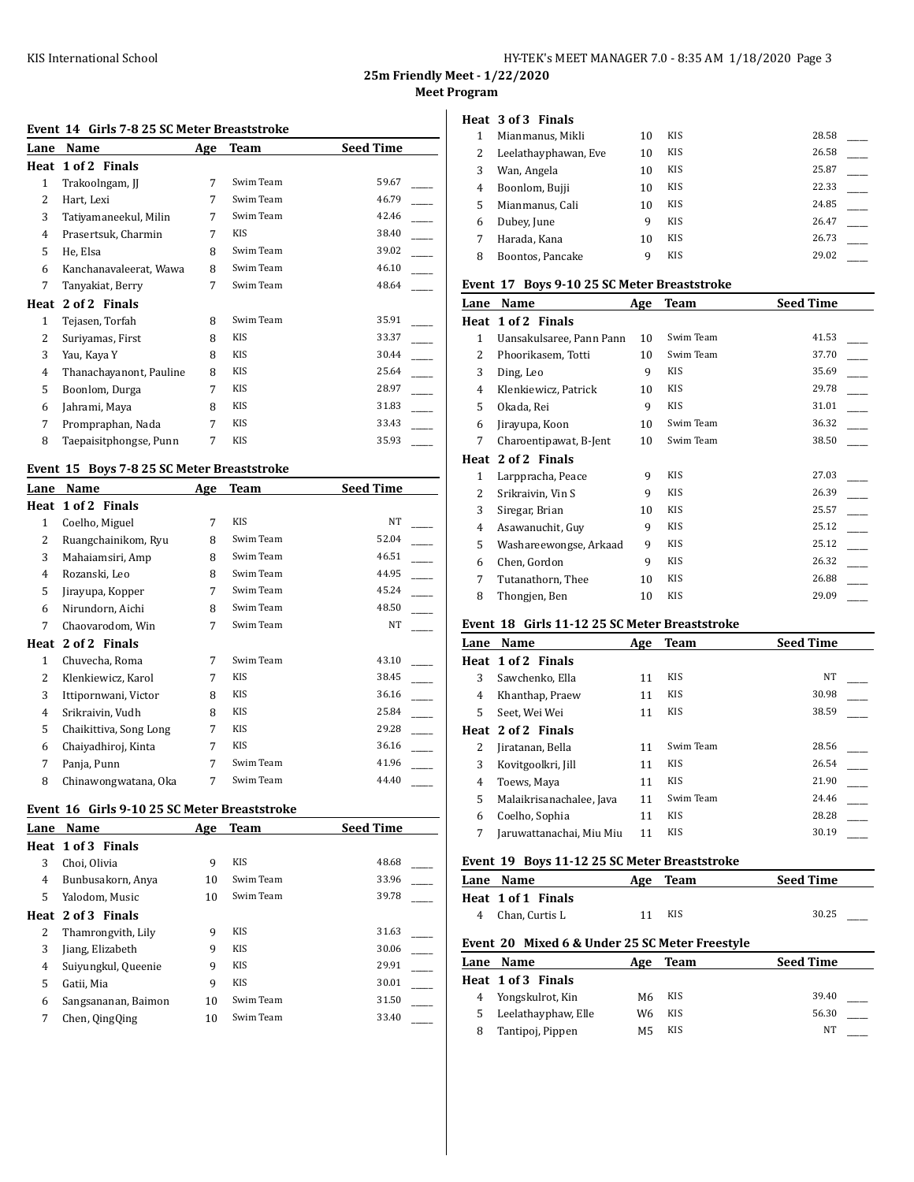## 25m Friendly Meet - 1/22/2020

### Meet Program

#### Event 14 Girls 7-8 25 SC Meter Breaststroke

| Lane | Name | Age | Team | Seed Time |
|---|---|---|---|---|
| **Heat 1 of 2 Finals** | | | | |
| 1 | Trakoolngam, JJ | 7 | Swim Team | 59.67 |
| 2 | Hart, Lexi | 7 | Swim Team | 46.79 |
| 3 | Tatiyamaneekul, Milin | 7 | Swim Team | 42.46 |
| 4 | Prasertsuk, Charmin | 7 | KIS | 38.40 |
| 5 | He, Elsa | 8 | Swim Team | 39.02 |
| 6 | Kanchanavaleerat, Wawa | 8 | Swim Team | 46.10 |
| 7 | Tanyakiat, Berry | 7 | Swim Team | 48.64 |
| **Heat 2 of 2 Finals** | | | | |
| 1 | Tejasen, Torfah | 8 | Swim Team | 35.91 |
| 2 | Suriyamas, First | 8 | KIS | 33.37 |
| 3 | Yau, Kaya Y | 8 | KIS | 30.44 |
| 4 | Thanachayanont, Pauline | 8 | KIS | 25.64 |
| 5 | Boonlom, Durga | 7 | KIS | 28.97 |
| 6 | Jahrami, Maya | 8 | KIS | 31.83 |
| 7 | Prompraphan, Nada | 7 | KIS | 33.43 |
| 8 | Taepaisitphongse, Punn | 7 | KIS | 35.93 |

#### Event 15 Boys 7-8 25 SC Meter Breaststroke

| Lane | Name | Age | Team | Seed Time |
|---|---|---|---|---|
| **Heat 1 of 2 Finals** | | | | |
| 1 | Coelho, Miguel | 7 | KIS | NT |
| 2 | Ruangchainikom, Ryu | 8 | Swim Team | 52.04 |
| 3 | Mahaiamsiri, Amp | 8 | Swim Team | 46.51 |
| 4 | Rozanski, Leo | 8 | Swim Team | 44.95 |
| 5 | Jirayupa, Kopper | 7 | Swim Team | 45.24 |
| 6 | Nirundorn, Aichi | 8 | Swim Team | 48.50 |
| 7 | Chaovarodom, Win | 7 | Swim Team | NT |
| **Heat 2 of 2 Finals** | | | | |
| 1 | Chuvecha, Roma | 7 | Swim Team | 43.10 |
| 2 | Klenkiewicz, Karol | 7 | KIS | 38.45 |
| 3 | Ittipornwani, Victor | 8 | KIS | 36.16 |
| 4 | Srikraivin, Vudh | 8 | KIS | 25.84 |
| 5 | Chaikittiva, Song Long | 7 | KIS | 29.28 |
| 6 | Chaiyadhiroj, Kinta | 7 | KIS | 36.16 |
| 7 | Panja, Punn | 7 | Swim Team | 41.96 |
| 8 | Chinawongwatana, Oka | 7 | Swim Team | 44.40 |

#### Event 16 Girls 9-10 25 SC Meter Breaststroke

| Lane | Name | Age | Team | Seed Time |
|---|---|---|---|---|
| **Heat 1 of 3 Finals** | | | | |
| 3 | Choi, Olivia | 9 | KIS | 48.68 |
| 4 | Bunbusakorn, Anya | 10 | Swim Team | 33.96 |
| 5 | Yalodom, Music | 10 | Swim Team | 39.78 |
| **Heat 2 of 3 Finals** | | | | |
| 2 | Thamrongvith, Lily | 9 | KIS | 31.63 |
| 3 | Jiang, Elizabeth | 9 | KIS | 30.06 |
| 4 | Suiyungkul, Queenie | 9 | KIS | 29.91 |
| 5 | Gatii, Mia | 9 | KIS | 30.01 |
| 6 | Sangsananan, Baimon | 10 | Swim Team | 31.50 |
| 7 | Chen, QingQing | 10 | Swim Team | 33.40 |
| **Heat 3 of 3 Finals** | | | | |
| 1 | Mianmanus, Mikli | 10 | KIS | 28.58 |
| 2 | Leelathayphawan, Eve | 10 | KIS | 26.58 |
| 3 | Wan, Angela | 10 | KIS | 25.87 |
| 4 | Boonlom, Bujji | 10 | KIS | 22.33 |
| 5 | Mianmanus, Cali | 10 | KIS | 24.85 |
| 6 | Dubey, June | 9 | KIS | 26.47 |
| 7 | Harada, Kana | 10 | KIS | 26.73 |
| 8 | Boontos, Pancake | 9 | KIS | 29.02 |

#### Event 17 Boys 9-10 25 SC Meter Breaststroke

| Lane | Name | Age | Team | Seed Time |
|---|---|---|---|---|
| **Heat 1 of 2 Finals** | | | | |
| 1 | Uansakulsaree, Pann Pann | 10 | Swim Team | 41.53 |
| 2 | Phoorikasem, Totti | 10 | Swim Team | 37.70 |
| 3 | Ding, Leo | 9 | KIS | 35.69 |
| 4 | Klenkiewicz, Patrick | 10 | KIS | 29.78 |
| 5 | Okada, Rei | 9 | KIS | 31.01 |
| 6 | Jirayupa, Koon | 10 | Swim Team | 36.32 |
| 7 | Charoentipawat, B-Jent | 10 | Swim Team | 38.50 |
| **Heat 2 of 2 Finals** | | | | |
| 1 | Larppracha, Peace | 9 | KIS | 27.03 |
| 2 | Srikraivin, Vin S | 9 | KIS | 26.39 |
| 3 | Siregar, Brian | 10 | KIS | 25.57 |
| 4 | Asawanuchit, Guy | 9 | KIS | 25.12 |
| 5 | Washareewongse, Arkaad | 9 | KIS | 25.12 |
| 6 | Chen, Gordon | 9 | KIS | 26.32 |
| 7 | Tutanathorn, Thee | 10 | KIS | 26.88 |
| 8 | Thongjen, Ben | 10 | KIS | 29.09 |

#### Event 18 Girls 11-12 25 SC Meter Breaststroke

| Lane | Name | Age | Team | Seed Time |
|---|---|---|---|---|
| **Heat 1 of 2 Finals** | | | | |
| 3 | Sawchenko, Ella | 11 | KIS | NT |
| 4 | Khanthap, Praew | 11 | KIS | 30.98 |
| 5 | Seet, Wei Wei | 11 | KIS | 38.59 |
| **Heat 2 of 2 Finals** | | | | |
| 2 | Jiratanan, Bella | 11 | Swim Team | 28.56 |
| 3 | Kovitgoolkri, Jill | 11 | KIS | 26.54 |
| 4 | Toews, Maya | 11 | KIS | 21.90 |
| 5 | Malaikrisanachalee, Java | 11 | Swim Team | 24.46 |
| 6 | Coelho, Sophia | 11 | KIS | 28.28 |
| 7 | Jaruwattanachai, Miu Miu | 11 | KIS | 30.19 |

#### Event 19 Boys 11-12 25 SC Meter Breaststroke

| Lane | Name | Age | Team | Seed Time |
|---|---|---|---|---|
| **Heat 1 of 1 Finals** | | | | |
| 4 | Chan, Curtis L | 11 | KIS | 30.25 |

#### Event 20 Mixed 6 & Under 25 SC Meter Freestyle

| Lane | Name | Age | Team | Seed Time |
|---|---|---|---|---|
| **Heat 1 of 3 Finals** | | | | |
| 4 | Yongskulrot, Kin | M6 | KIS | 39.40 |
| 5 | Leelathayphaw, Elle | W6 | KIS | 56.30 |
| 8 | Tantipoj, Pippen | M5 | KIS | NT |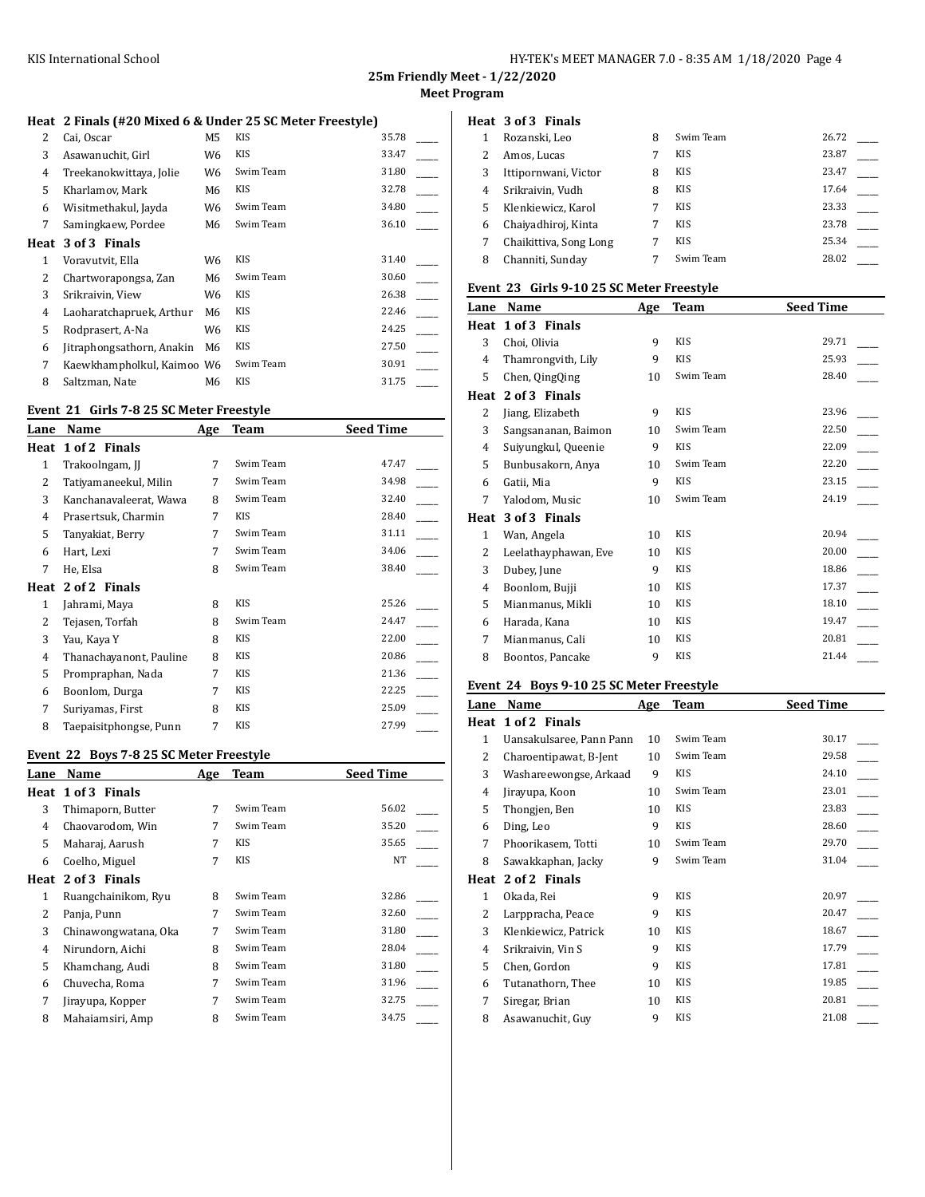## 25m Friendly Meet - 1/22/2020

### Meet Program

**Heat 2 Finals (#20 Mixed 6 & Under 25 SC Meter Freestyle)**

| Lane | Name | Age | Team | Seed Time |
|---|---|---|---|---|
| 2 | Cai, Oscar | M5 | KIS | 35.78 |
| 3 | Asawanuchit, Girl | W6 | KIS | 33.47 |
| 4 | Treekanokwittaya, Jolie | W6 | Swim Team | 31.80 |
| 5 | Kharlamov, Mark | M6 | KIS | 32.78 |
| 6 | Wisitmethakul, Jayda | W6 | Swim Team | 34.80 |
| 7 | Samingkaew, Pordee | M6 | Swim Team | 36.10 |

**Heat 3 of 3 Finals**

| Lane | Name | Age | Team | Seed Time |
|---|---|---|---|---|
| 1 | Voravutvit, Ella | W6 | KIS | 31.40 |
| 2 | Chartworapongsa, Zan | M6 | Swim Team | 30.60 |
| 3 | Srikraivin, View | W6 | KIS | 26.38 |
| 4 | Laoharatchapruek, Arthur | M6 | KIS | 22.46 |
| 5 | Rodprasert, A-Na | W6 | KIS | 24.25 |
| 6 | Jitraphongsathorn, Anakin | M6 | KIS | 27.50 |
| 7 | Kaewkhampholkul, Kaimoo | W6 | Swim Team | 30.91 |
| 8 | Saltzman, Nate | M6 | KIS | 31.75 |

### Event 21 Girls 7-8 25 SC Meter Freestyle

| Lane | Name | Age | Team | Seed Time |
|---|---|---|---|---|
| **Heat 1 of 2 Finals** | | | | |
| 1 | Trakoolngam, JJ | 7 | Swim Team | 47.47 |
| 2 | Tatiyamaneekul, Milin | 7 | Swim Team | 34.98 |
| 3 | Kanchanavaleerat, Wawa | 8 | Swim Team | 32.40 |
| 4 | Prasertsuk, Charmin | 7 | KIS | 28.40 |
| 5 | Tanyakiat, Berry | 7 | Swim Team | 31.11 |
| 6 | Hart, Lexi | 7 | Swim Team | 34.06 |
| 7 | He, Elsa | 8 | Swim Team | 38.40 |
| **Heat 2 of 2 Finals** | | | | |
| 1 | Jahrami, Maya | 8 | KIS | 25.26 |
| 2 | Tejasen, Torfah | 8 | Swim Team | 24.47 |
| 3 | Yau, Kaya Y | 8 | KIS | 22.00 |
| 4 | Thanachayanont, Pauline | 8 | KIS | 20.86 |
| 5 | Prompraphan, Nada | 7 | KIS | 21.36 |
| 6 | Boonlom, Durga | 7 | KIS | 22.25 |
| 7 | Suriyamas, First | 8 | KIS | 25.09 |
| 8 | Taepaisitphongse, Punn | 7 | KIS | 27.99 |

### Event 22 Boys 7-8 25 SC Meter Freestyle

| Lane | Name | Age | Team | Seed Time |
|---|---|---|---|---|
| **Heat 1 of 3 Finals** | | | | |
| 3 | Thimaporn, Butter | 7 | Swim Team | 56.02 |
| 4 | Chaovarodom, Win | 7 | Swim Team | 35.20 |
| 5 | Maharaj, Aarush | 7 | KIS | 35.65 |
| 6 | Coelho, Miguel | 7 | KIS | NT |
| **Heat 2 of 3 Finals** | | | | |
| 1 | Ruangchainikom, Ryu | 8 | Swim Team | 32.86 |
| 2 | Panja, Punn | 7 | Swim Team | 32.60 |
| 3 | Chinawongwatana, Oka | 7 | Swim Team | 31.80 |
| 4 | Nirundorn, Aichi | 8 | Swim Team | 28.04 |
| 5 | Khamchang, Audi | 8 | Swim Team | 31.80 |
| 6 | Chuvecha, Roma | 7 | Swim Team | 31.96 |
| 7 | Jirayupa, Kopper | 7 | Swim Team | 32.75 |
| 8 | Mahaiamsiri, Amp | 8 | Swim Team | 34.75 |
| **Heat 3 of 3 Finals** | | | | |
| 1 | Rozanski, Leo | 8 | Swim Team | 26.72 |
| 2 | Amos, Lucas | 7 | KIS | 23.87 |
| 3 | Ittipornwani, Victor | 8 | KIS | 23.47 |
| 4 | Srikraivin, Vudh | 8 | KIS | 17.64 |
| 5 | Klenkiewicz, Karol | 7 | KIS | 23.33 |
| 6 | Chaiyadhiroj, Kinta | 7 | KIS | 23.78 |
| 7 | Chaikittiva, Song Long | 7 | KIS | 25.34 |
| 8 | Channiti, Sunday | 7 | Swim Team | 28.02 |

### Event 23 Girls 9-10 25 SC Meter Freestyle

| Lane | Name | Age | Team | Seed Time |
|---|---|---|---|---|
| **Heat 1 of 3 Finals** | | | | |
| 3 | Choi, Olivia | 9 | KIS | 29.71 |
| 4 | Thamrongvith, Lily | 9 | KIS | 25.93 |
| 5 | Chen, QingQing | 10 | Swim Team | 28.40 |
| **Heat 2 of 3 Finals** | | | | |
| 2 | Jiang, Elizabeth | 9 | KIS | 23.96 |
| 3 | Sangsananan, Baimon | 10 | Swim Team | 22.50 |
| 4 | Suiyungkul, Queenie | 9 | KIS | 22.09 |
| 5 | Bunbusakorn, Anya | 10 | Swim Team | 22.20 |
| 6 | Gatii, Mia | 9 | KIS | 23.15 |
| 7 | Yalodom, Music | 10 | Swim Team | 24.19 |
| **Heat 3 of 3 Finals** | | | | |
| 1 | Wan, Angela | 10 | KIS | 20.94 |
| 2 | Leelathayphawan, Eve | 10 | KIS | 20.00 |
| 3 | Dubey, June | 9 | KIS | 18.86 |
| 4 | Boonlom, Bujji | 10 | KIS | 17.37 |
| 5 | Mianmanus, Mikli | 10 | KIS | 18.10 |
| 6 | Harada, Kana | 10 | KIS | 19.47 |
| 7 | Mianmanus, Cali | 10 | KIS | 20.81 |
| 8 | Boontos, Pancake | 9 | KIS | 21.44 |

### Event 24 Boys 9-10 25 SC Meter Freestyle

| Lane | Name | Age | Team | Seed Time |
|---|---|---|---|---|
| **Heat 1 of 2 Finals** | | | | |
| 1 | Uansakulsaree, Pann Pann | 10 | Swim Team | 30.17 |
| 2 | Charoentipawat, B-Jent | 10 | Swim Team | 29.58 |
| 3 | Washareewongse, Arkaad | 9 | KIS | 24.10 |
| 4 | Jirayupa, Koon | 10 | Swim Team | 23.01 |
| 5 | Thongjen, Ben | 10 | KIS | 23.83 |
| 6 | Ding, Leo | 9 | KIS | 28.60 |
| 7 | Phoorikasem, Totti | 10 | Swim Team | 29.70 |
| 8 | Sawakkaphan, Jacky | 9 | Swim Team | 31.04 |
| **Heat 2 of 2 Finals** | | | | |
| 1 | Okada, Rei | 9 | KIS | 20.97 |
| 2 | Larppracha, Peace | 9 | KIS | 20.47 |
| 3 | Klenkiewicz, Patrick | 10 | KIS | 18.67 |
| 4 | Srikraivin, Vin S | 9 | KIS | 17.79 |
| 5 | Chen, Gordon | 9 | KIS | 17.81 |
| 6 | Tutanathorn, Thee | 10 | KIS | 19.85 |
| 7 | Siregar, Brian | 10 | KIS | 20.81 |
| 8 | Asawanuchit, Guy | 9 | KIS | 21.08 |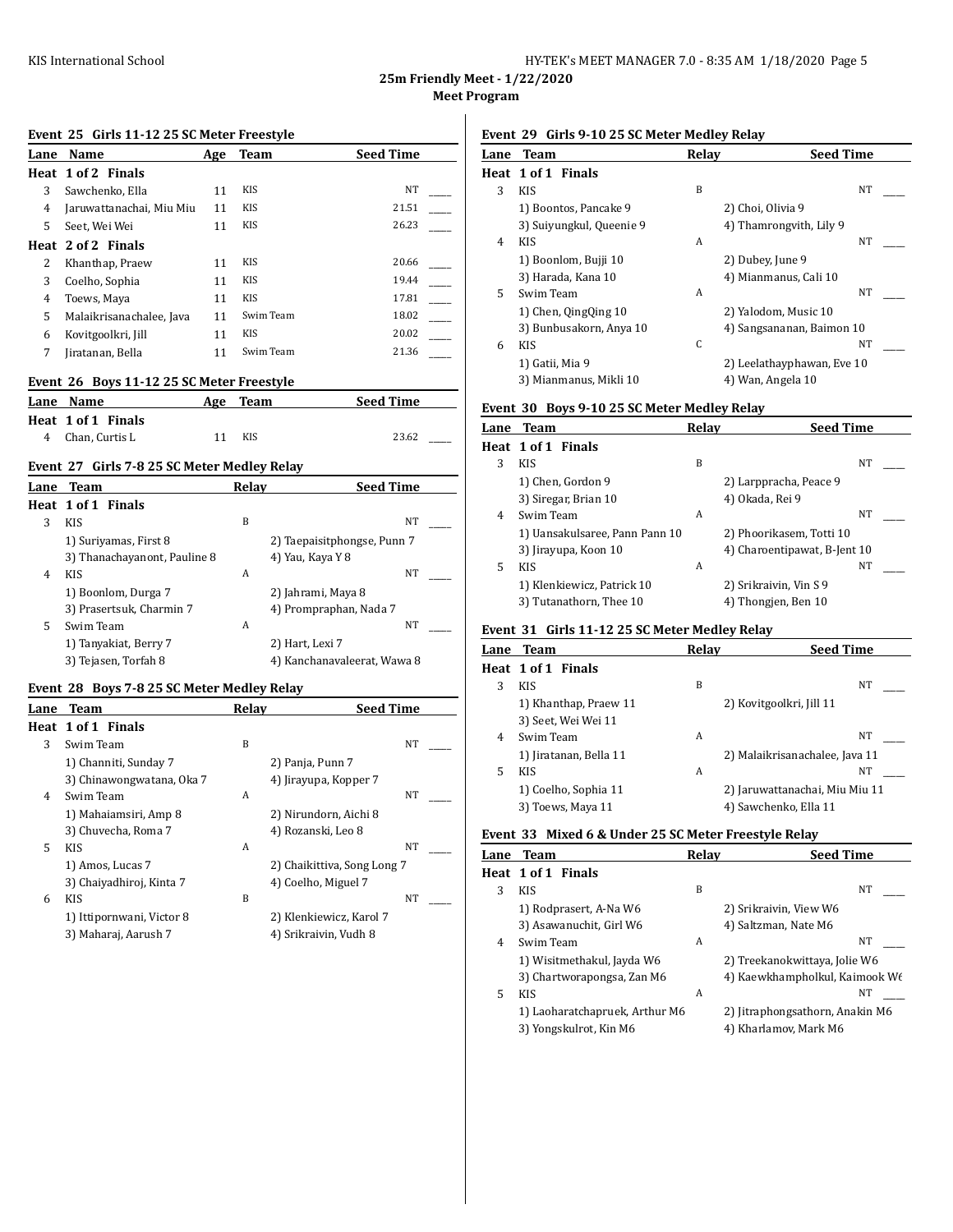## 25m Friendly Meet - 1/22/2020

### Meet Program

#### Event 25 Girls 11-12 25 SC Meter Freestyle

| Lane | Name | Age | Team | Seed Time |
|---|---|---|---|---|
| **Heat 1 of 2 Finals** | | | | |
| 3 | Sawchenko, Ella | 11 | KIS | NT |
| 4 | Jaruwattanachai, Miu Miu | 11 | KIS | 21.51 |
| 5 | Seet, Wei Wei | 11 | KIS | 26.23 |
| **Heat 2 of 2 Finals** | | | | |
| 2 | Khanthap, Praew | 11 | KIS | 20.66 |
| 3 | Coelho, Sophia | 11 | KIS | 19.44 |
| 4 | Toews, Maya | 11 | KIS | 17.81 |
| 5 | Malaikrisanachalee, Java | 11 | Swim Team | 18.02 |
| 6 | Kovitgoolkri, Jill | 11 | KIS | 20.02 |
| 7 | Jiratanan, Bella | 11 | Swim Team | 21.36 |

#### Event 26 Boys 11-12 25 SC Meter Freestyle

| Lane | Name | Age | Team | Seed Time |
|---|---|---|---|---|
| **Heat 1 of 1 Finals** | | | | |
| 4 | Chan, Curtis L | 11 | KIS | 23.62 |

#### Event 27 Girls 7-8 25 SC Meter Medley Relay

| Lane | Team | Relay | Seed Time |
|---|---|---|---|
| **Heat 1 of 1 Finals** | | | |
| 3 | KIS | B | NT |
| | 1) Suriyamas, First 8 | 2) Taepaisitphongse, Punn 7 | |
| | 3) Thanachayanont, Pauline 8 | 4) Yau, Kaya Y 8 | |
| 4 | KIS | A | NT |
| | 1) Boonlom, Durga 7 | 2) Jahrami, Maya 8 | |
| | 3) Prasertsuk, Charmin 7 | 4) Prompraphan, Nada 7 | |
| 5 | Swim Team | A | NT |
| | 1) Tanyakiat, Berry 7 | 2) Hart, Lexi 7 | |
| | 3) Tejasen, Torfah 8 | 4) Kanchanavaleerat, Wawa 8 | |

#### Event 28 Boys 7-8 25 SC Meter Medley Relay

| Lane | Team | Relay | Seed Time |
|---|---|---|---|
| **Heat 1 of 1 Finals** | | | |
| 3 | Swim Team | B | NT |
| | 1) Channiti, Sunday 7 | 2) Panja, Punn 7 | |
| | 3) Chinawongwatana, Oka 7 | 4) Jirayupa, Kopper 7 | |
| 4 | Swim Team | A | NT |
| | 1) Mahaiamsiri, Amp 8 | 2) Nirundorn, Aichi 8 | |
| | 3) Chuvecha, Roma 7 | 4) Rozanski, Leo 8 | |
| 5 | KIS | A | NT |
| | 1) Amos, Lucas 7 | 2) Chaikittiva, Song Long 7 | |
| | 3) Chaiyadhiroj, Kinta 7 | 4) Coelho, Miguel 7 | |
| 6 | KIS | B | NT |
| | 1) Ittipornwani, Victor 8 | 2) Klenkiewicz, Karol 7 | |
| | 3) Maharaj, Aarush 7 | 4) Srikraivin, Vudh 8 | |

#### Event 29 Girls 9-10 25 SC Meter Medley Relay

| Lane | Team | Relay | Seed Time |
|---|---|---|---|
| **Heat 1 of 1 Finals** | | | |
| 3 | KIS | B | NT |
| | 1) Boontos, Pancake 9 | 2) Choi, Olivia 9 | |
| | 3) Suiyungkul, Queenie 9 | 4) Thamrongvith, Lily 9 | |
| 4 | KIS | A | NT |
| | 1) Boonlom, Bujji 10 | 2) Dubey, June 9 | |
| | 3) Harada, Kana 10 | 4) Mianmanus, Cali 10 | |
| 5 | Swim Team | A | NT |
| | 1) Chen, QingQing 10 | 2) Yalodom, Music 10 | |
| | 3) Bunbusakorn, Anya 10 | 4) Sangsananan, Baimon 10 | |
| 6 | KIS | C | NT |
| | 1) Gatii, Mia 9 | 2) Leelathayphawan, Eve 10 | |
| | 3) Mianmanus, Mikli 10 | 4) Wan, Angela 10 | |

#### Event 30 Boys 9-10 25 SC Meter Medley Relay

| Lane | Team | Relay | Seed Time |
|---|---|---|---|
| **Heat 1 of 1 Finals** | | | |
| 3 | KIS | B | NT |
| | 1) Chen, Gordon 9 | 2) Larppracha, Peace 9 | |
| | 3) Siregar, Brian 10 | 4) Okada, Rei 9 | |
| 4 | Swim Team | A | NT |
| | 1) Uansakulsaree, Pann Pann 10 | 2) Phoorikasem, Totti 10 | |
| | 3) Jirayupa, Koon 10 | 4) Charoentipawat, B-Jent 10 | |
| 5 | KIS | A | NT |
| | 1) Klenkiewicz, Patrick 10 | 2) Srikraivin, Vin S 9 | |
| | 3) Tutanathorn, Thee 10 | 4) Thongjen, Ben 10 | |

#### Event 31 Girls 11-12 25 SC Meter Medley Relay

| Lane | Team | Relay | Seed Time |
|---|---|---|---|
| **Heat 1 of 1 Finals** | | | |
| 3 | KIS | B | NT |
| | 1) Khanthap, Praew 11 | 2) Kovitgoolkri, Jill 11 | |
| | 3) Seet, Wei Wei 11 | | |
| 4 | Swim Team | A | NT |
| | 1) Jiratanan, Bella 11 | 2) Malaikrisanachalee, Java 11 | |
| 5 | KIS | A | NT |
| | 1) Coelho, Sophia 11 | 2) Jaruwattanachai, Miu Miu 11 | |
| | 3) Toews, Maya 11 | 4) Sawchenko, Ella 11 | |

#### Event 33 Mixed 6 & Under 25 SC Meter Freestyle Relay

| Lane | Team | Relay | Seed Time |
|---|---|---|---|
| **Heat 1 of 1 Finals** | | | |
| 3 | KIS | B | NT |
| | 1) Rodprasert, A-Na W6 | 2) Srikraivin, View W6 | |
| | 3) Asawanuchit, Girl W6 | 4) Saltzman, Nate M6 | |
| 4 | Swim Team | A | NT |
| | 1) Wisitmethakul, Jayda W6 | 2) Treekanokwittaya, Jolie W6 | |
| | 3) Chartworapongsa, Zan M6 | 4) Kaewkhampholkul, Kaimook W6 | |
| 5 | KIS | A | NT |
| | 1) Laoharatchapruek, Arthur M6 | 2) Jitraphongsathorn, Anakin M6 | |
| | 3) Yongskulrot, Kin M6 | 4) Kharlamov, Mark M6 | |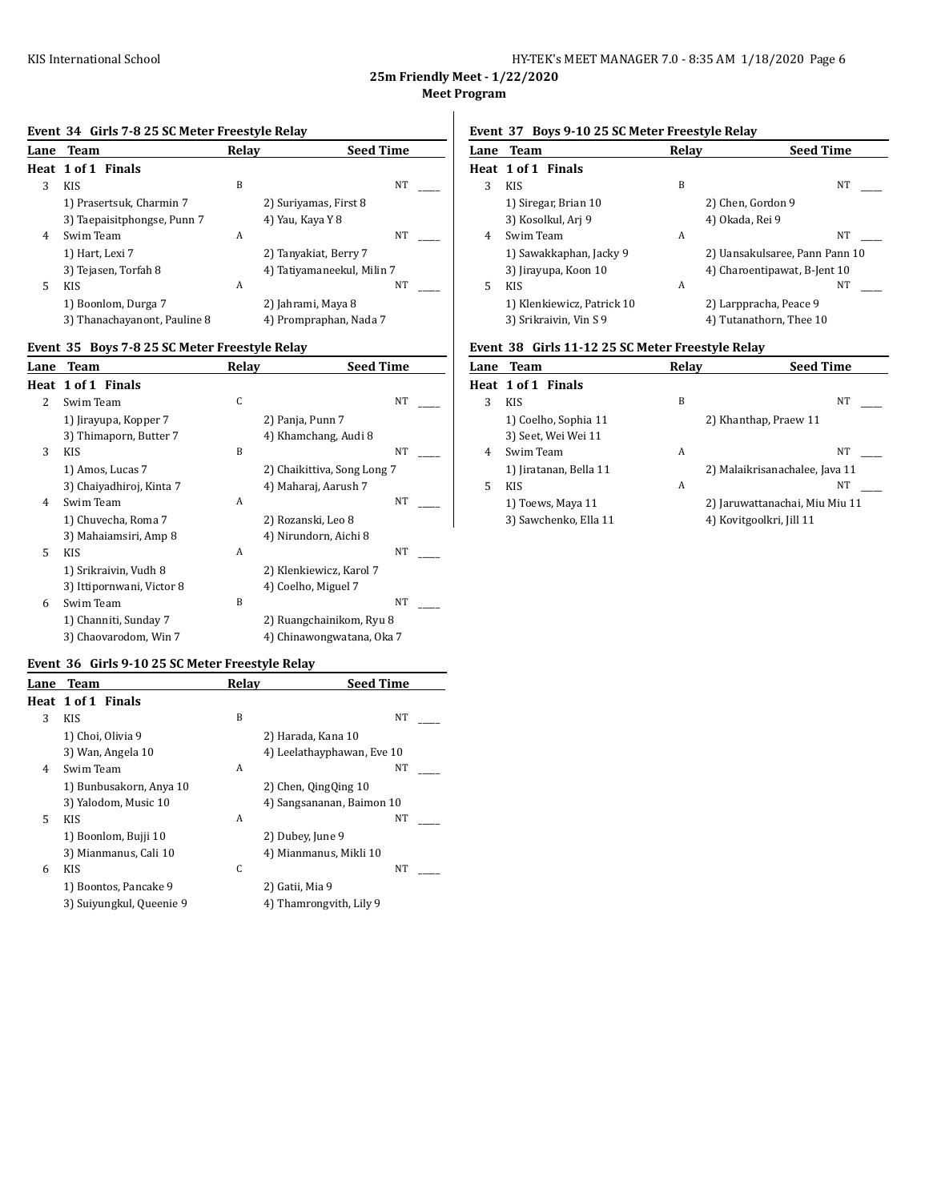## 25m Friendly Meet - 1/22/2020

### Meet Program

#### Event 34 Girls 7-8 25 SC Meter Freestyle Relay

| Lane | Team | Relay | Seed Time |
|---|---|---|---|
| **Heat 1 of 1 Finals** | | | |
| 3 | KIS | B | NT |
| | 1) Prasertsuk, Charmin 7 | 2) Suriyamas, First 8 | |
| | 3) Taepaisitphongse, Punn 7 | 4) Yau, Kaya Y 8 | |
| 4 | Swim Team | A | NT |
| | 1) Hart, Lexi 7 | 2) Tanyakiat, Berry 7 | |
| | 3) Tejasen, Torfah 8 | 4) Tatiyamaneekul, Milin 7 | |
| 5 | KIS | A | NT |
| | 1) Boonlom, Durga 7 | 2) Jahrami, Maya 8 | |
| | 3) Thanachayanont, Pauline 8 | 4) Prompraphan, Nada 7 | |

#### Event 35 Boys 7-8 25 SC Meter Freestyle Relay

| Lane | Team | Relay | Seed Time |
|---|---|---|---|
| **Heat 1 of 1 Finals** | | | |
| 2 | Swim Team | C | NT |
| | 1) Jirayupa, Kopper 7 | 2) Panja, Punn 7 | |
| | 3) Thimaporn, Butter 7 | 4) Khamchang, Audi 8 | |
| 3 | KIS | B | NT |
| | 1) Amos, Lucas 7 | 2) Chaikittiva, Song Long 7 | |
| | 3) Chaiyadhiroj, Kinta 7 | 4) Maharaj, Aarush 7 | |
| 4 | Swim Team | A | NT |
| | 1) Chuvecha, Roma 7 | 2) Rozanski, Leo 8 | |
| | 3) Mahaiamsiri, Amp 8 | 4) Nirundorn, Aichi 8 | |
| 5 | KIS | A | NT |
| | 1) Srikraivin, Vudh 8 | 2) Klenkiewicz, Karol 7 | |
| | 3) Ittipornwani, Victor 8 | 4) Coelho, Miguel 7 | |
| 6 | Swim Team | B | NT |
| | 1) Channiti, Sunday 7 | 2) Ruangchainikom, Ryu 8 | |
| | 3) Chaovarodom, Win 7 | 4) Chinawongwatana, Oka 7 | |

#### Event 36 Girls 9-10 25 SC Meter Freestyle Relay

| Lane | Team | Relay | Seed Time |
|---|---|---|---|
| **Heat 1 of 1 Finals** | | | |
| 3 | KIS | B | NT |
| | 1) Choi, Olivia 9 | 2) Harada, Kana 10 | |
| | 3) Wan, Angela 10 | 4) Leelathayphawan, Eve 10 | |
| 4 | Swim Team | A | NT |
| | 1) Bunbusakorn, Anya 10 | 2) Chen, QingQing 10 | |
| | 3) Yalodom, Music 10 | 4) Sangsananan, Baimon 10 | |
| 5 | KIS | A | NT |
| | 1) Boonlom, Bujji 10 | 2) Dubey, June 9 | |
| | 3) Mianmanus, Cali 10 | 4) Mianmanus, Mikli 10 | |
| 6 | KIS | C | NT |
| | 1) Boontos, Pancake 9 | 2) Gatii, Mia 9 | |
| | 3) Suiyungkul, Queenie 9 | 4) Thamrongvith, Lily 9 | |

#### Event 37 Boys 9-10 25 SC Meter Freestyle Relay

| Lane | Team | Relay | Seed Time |
|---|---|---|---|
| **Heat 1 of 1 Finals** | | | |
| 3 | KIS | B | NT |
| | 1) Siregar, Brian 10 | 2) Chen, Gordon 9 | |
| | 3) Kosolkul, Arj 9 | 4) Okada, Rei 9 | |
| 4 | Swim Team | A | NT |
| | 1) Sawakkaphan, Jacky 9 | 2) Uansakulsaree, Pann Pann 10 | |
| | 3) Jirayupa, Koon 10 | 4) Charoentipawat, B-Jent 10 | |
| 5 | KIS | A | NT |
| | 1) Klenkiewicz, Patrick 10 | 2) Larppracha, Peace 9 | |
| | 3) Srikraivin, Vin S 9 | 4) Tutanathorn, Thee 10 | |

#### Event 38 Girls 11-12 25 SC Meter Freestyle Relay

| Lane | Team | Relay | Seed Time |
|---|---|---|---|
| **Heat 1 of 1 Finals** | | | |
| 3 | KIS | B | NT |
| | 1) Coelho, Sophia 11 | 2) Khanthap, Praew 11 | |
| | 3) Seet, Wei Wei 11 | | |
| 4 | Swim Team | A | NT |
| | 1) Jiratanan, Bella 11 | 2) Malaikrisanachalee, Java 11 | |
| 5 | KIS | A | NT |
| | 1) Toews, Maya 11 | 2) Jaruwattanachai, Miu Miu 11 | |
| | 3) Sawchenko, Ella 11 | 4) Kovitgoolkri, Jill 11 | |